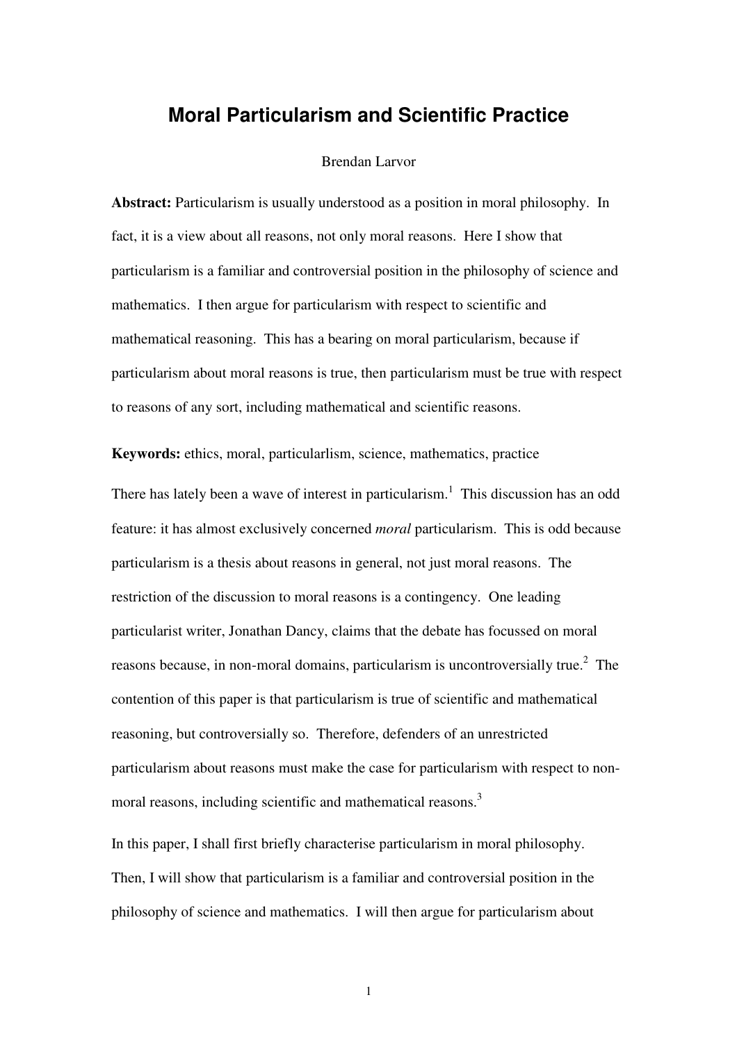# Moral Particularism and Scientific Practice

Brendan Larvor

**Abstract:** Particularism is usually understood as a position in moral philosophy. In fact, it is a view about all reasons, not only moral reasons. Here I show that particularism is a familiar and controversial position in the philosophy of science and mathematics. I then argue for particularism with respect to scientific and mathematical reasoning. This has a bearing on moral particularism, because if particularism about moral reasons is true, then particularism must be true with respect to reasons of any sort, including mathematical and scientific reasons.

**Keywords:** ethics, moral, particularlism, science, mathematics, practice

There has lately been a wave of interest in particularism.[1] This discussion has an odd feature: it has almost exclusively concerned *moral* particularism. This is odd because particularism is a thesis about reasons in general, not just moral reasons. The restriction of the discussion to moral reasons is a contingency. One leading particularist writer, Jonathan Dancy, claims that the debate has focussed on moral reasons because, in non-moral domains, particularism is uncontroversially true.[2] The contention of this paper is that particularism is true of scientific and mathematical reasoning, but controversially so. Therefore, defenders of an unrestricted particularism about reasons must make the case for particularism with respect to non-moral reasons, including scientific and mathematical reasons.[3]

In this paper, I shall first briefly characterise particularism in moral philosophy. Then, I will show that particularism is a familiar and controversial position in the philosophy of science and mathematics. I will then argue for particularism about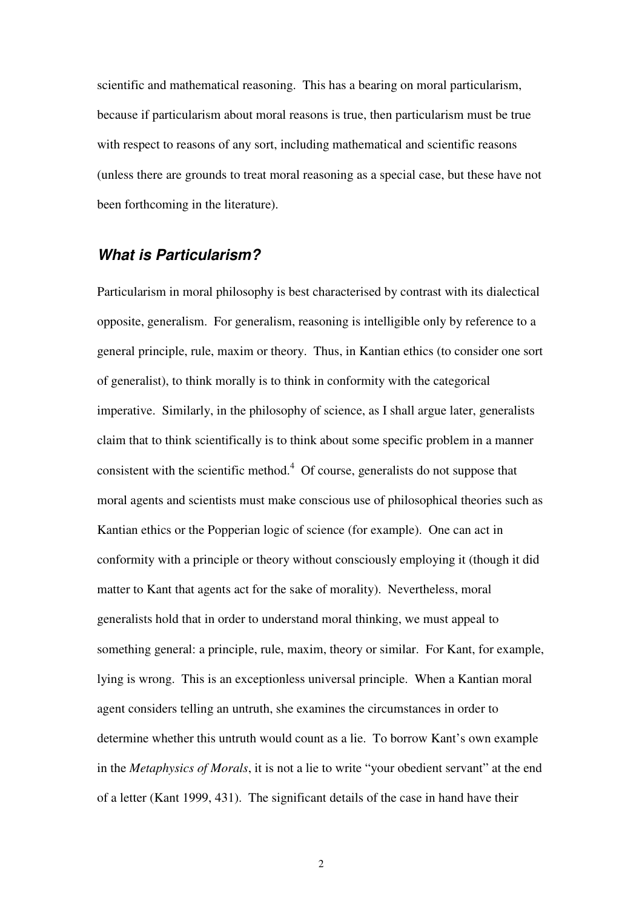scientific and mathematical reasoning. This has a bearing on moral particularism, because if particularism about moral reasons is true, then particularism must be true with respect to reasons of any sort, including mathematical and scientific reasons (unless there are grounds to treat moral reasoning as a special case, but these have not been forthcoming in the literature).

## *What is Particularism?*

Particularism in moral philosophy is best characterised by contrast with its dialectical opposite, generalism. For generalism, reasoning is intelligible only by reference to a general principle, rule, maxim or theory. Thus, in Kantian ethics (to consider one sort of generalist), to think morally is to think in conformity with the categorical imperative. Similarly, in the philosophy of science, as I shall argue later, generalists claim that to think scientifically is to think about some specific problem in a manner consistent with the scientific method.[4] Of course, generalists do not suppose that moral agents and scientists must make conscious use of philosophical theories such as Kantian ethics or the Popperian logic of science (for example). One can act in conformity with a principle or theory without consciously employing it (though it did matter to Kant that agents act for the sake of morality). Nevertheless, moral generalists hold that in order to understand moral thinking, we must appeal to something general: a principle, rule, maxim, theory or similar. For Kant, for example, lying is wrong. This is an exceptionless universal principle. When a Kantian moral agent considers telling an untruth, she examines the circumstances in order to determine whether this untruth would count as a lie. To borrow Kant's own example in the *Metaphysics of Morals*, it is not a lie to write "your obedient servant" at the end of a letter (Kant 1999, 431). The significant details of the case in hand have their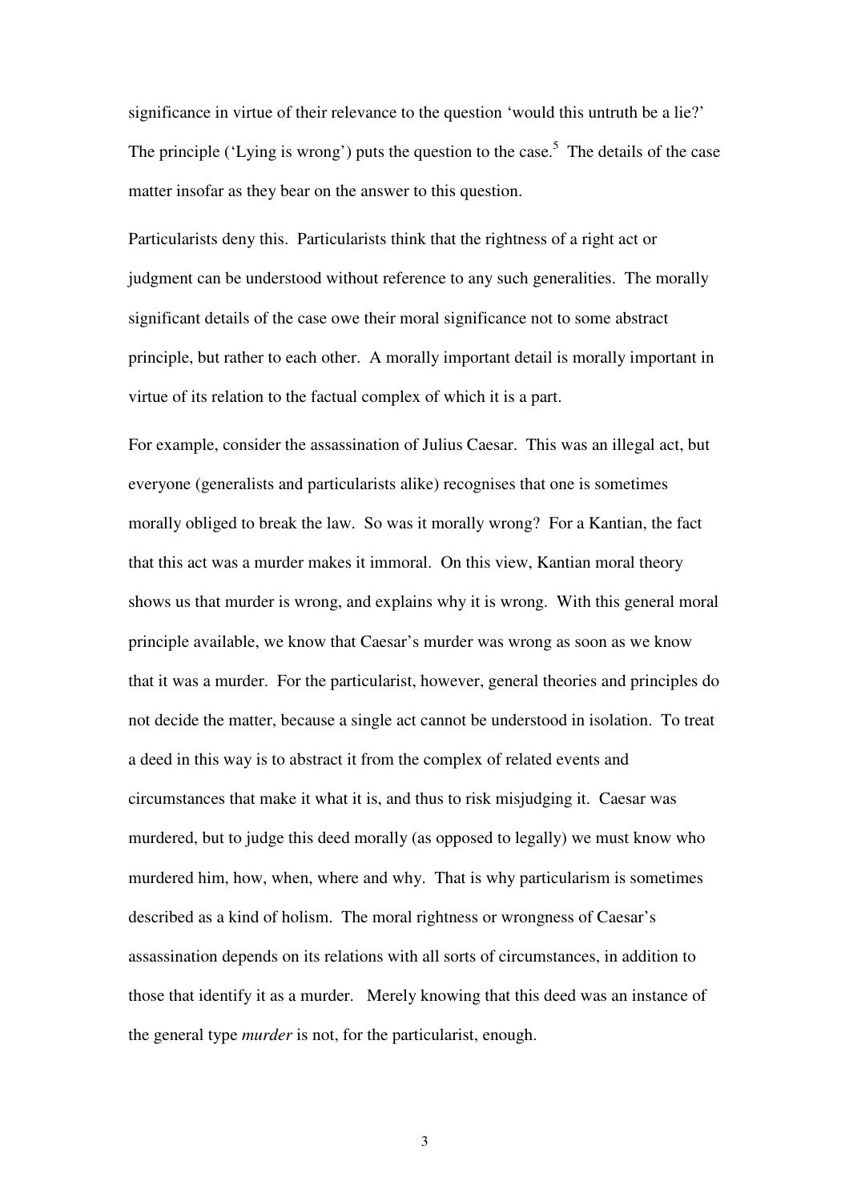significance in virtue of their relevance to the question 'would this untruth be a lie?' The principle ('Lying is wrong') puts the question to the case.[5] The details of the case matter insofar as they bear on the answer to this question.

Particularists deny this. Particularists think that the rightness of a right act or judgment can be understood without reference to any such generalities. The morally significant details of the case owe their moral significance not to some abstract principle, but rather to each other. A morally important detail is morally important in virtue of its relation to the factual complex of which it is a part.

For example, consider the assassination of Julius Caesar. This was an illegal act, but everyone (generalists and particularists alike) recognises that one is sometimes morally obliged to break the law. So was it morally wrong? For a Kantian, the fact that this act was a murder makes it immoral. On this view, Kantian moral theory shows us that murder is wrong, and explains why it is wrong. With this general moral principle available, we know that Caesar's murder was wrong as soon as we know that it was a murder. For the particularist, however, general theories and principles do not decide the matter, because a single act cannot be understood in isolation. To treat a deed in this way is to abstract it from the complex of related events and circumstances that make it what it is, and thus to risk misjudging it. Caesar was murdered, but to judge this deed morally (as opposed to legally) we must know who murdered him, how, when, where and why. That is why particularism is sometimes described as a kind of holism. The moral rightness or wrongness of Caesar's assassination depends on its relations with all sorts of circumstances, in addition to those that identify it as a murder. Merely knowing that this deed was an instance of the general type *murder* is not, for the particularist, enough.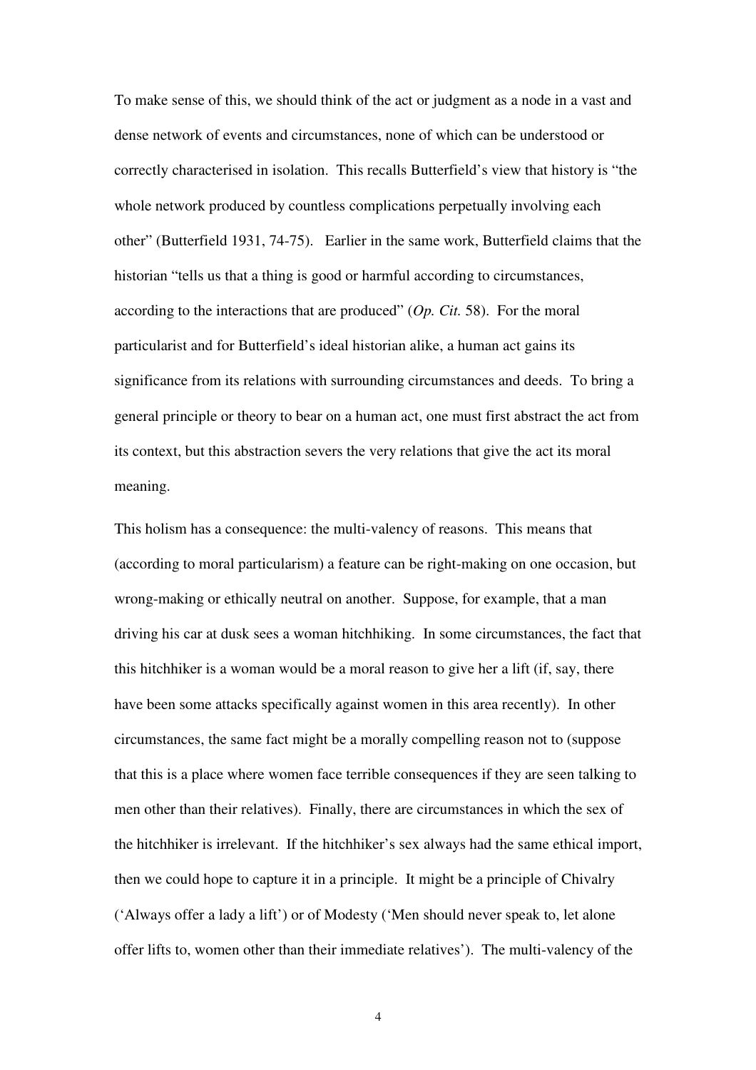To make sense of this, we should think of the act or judgment as a node in a vast and dense network of events and circumstances, none of which can be understood or correctly characterised in isolation. This recalls Butterfield's view that history is "the whole network produced by countless complications perpetually involving each other" (Butterfield 1931, 74-75). Earlier in the same work, Butterfield claims that the historian "tells us that a thing is good or harmful according to circumstances, according to the interactions that are produced" (*Op. Cit.* 58). For the moral particularist and for Butterfield's ideal historian alike, a human act gains its significance from its relations with surrounding circumstances and deeds. To bring a general principle or theory to bear on a human act, one must first abstract the act from its context, but this abstraction severs the very relations that give the act its moral meaning.

This holism has a consequence: the multi-valency of reasons. This means that (according to moral particularism) a feature can be right-making on one occasion, but wrong-making or ethically neutral on another. Suppose, for example, that a man driving his car at dusk sees a woman hitchhiking. In some circumstances, the fact that this hitchhiker is a woman would be a moral reason to give her a lift (if, say, there have been some attacks specifically against women in this area recently). In other circumstances, the same fact might be a morally compelling reason not to (suppose that this is a place where women face terrible consequences if they are seen talking to men other than their relatives). Finally, there are circumstances in which the sex of the hitchhiker is irrelevant. If the hitchhiker's sex always had the same ethical import, then we could hope to capture it in a principle. It might be a principle of Chivalry ('Always offer a lady a lift') or of Modesty ('Men should never speak to, let alone offer lifts to, women other than their immediate relatives'). The multi-valency of the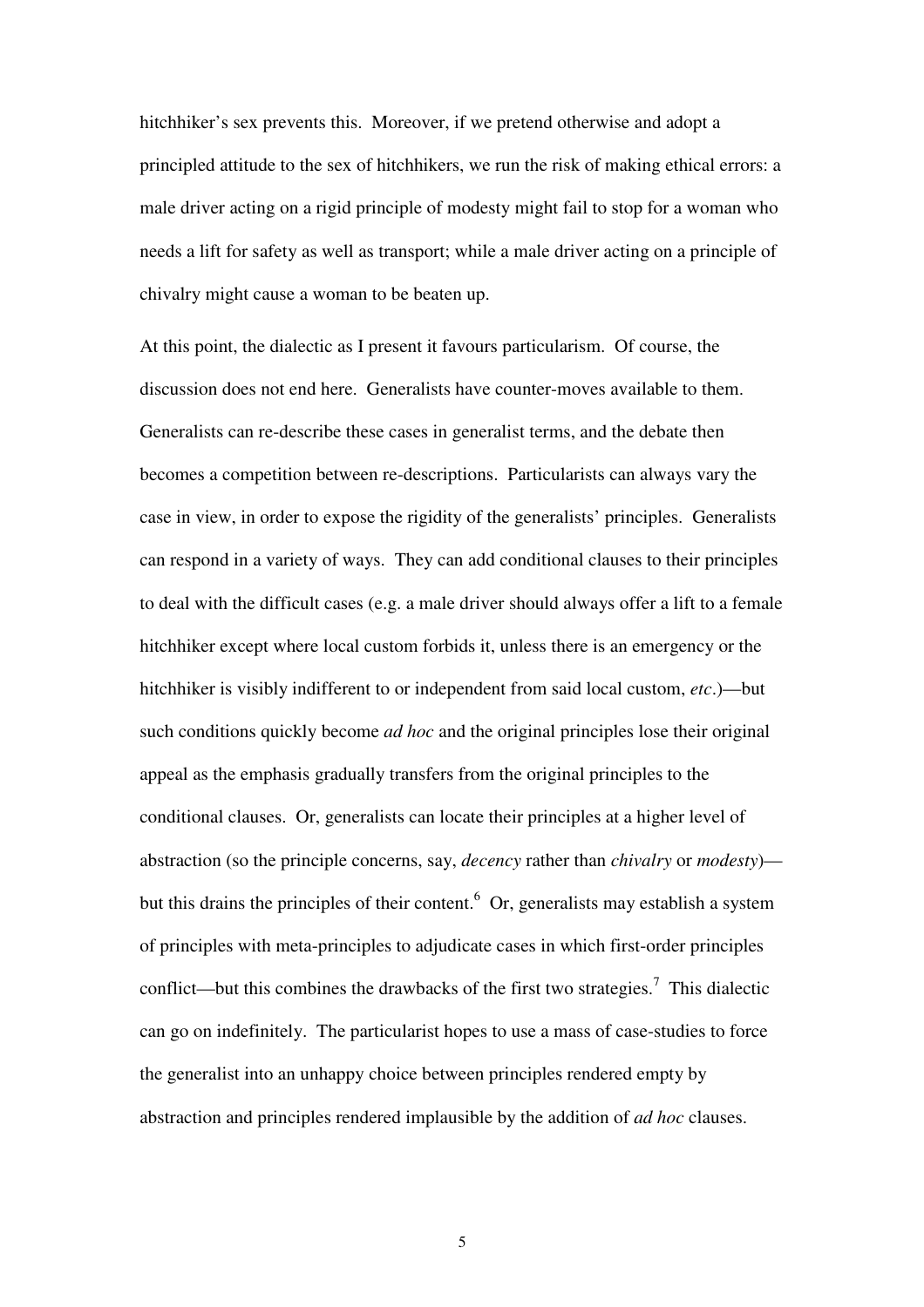hitchhiker's sex prevents this. Moreover, if we pretend otherwise and adopt a principled attitude to the sex of hitchhikers, we run the risk of making ethical errors: a male driver acting on a rigid principle of modesty might fail to stop for a woman who needs a lift for safety as well as transport; while a male driver acting on a principle of chivalry might cause a woman to be beaten up.

At this point, the dialectic as I present it favours particularism. Of course, the discussion does not end here. Generalists have counter-moves available to them. Generalists can re-describe these cases in generalist terms, and the debate then becomes a competition between re-descriptions. Particularists can always vary the case in view, in order to expose the rigidity of the generalists' principles. Generalists can respond in a variety of ways. They can add conditional clauses to their principles to deal with the difficult cases (e.g. a male driver should always offer a lift to a female hitchhiker except where local custom forbids it, unless there is an emergency or the hitchhiker is visibly indifferent to or independent from said local custom, *etc*.)—but such conditions quickly become *ad hoc* and the original principles lose their original appeal as the emphasis gradually transfers from the original principles to the conditional clauses. Or, generalists can locate their principles at a higher level of abstraction (so the principle concerns, say, *decency* rather than *chivalry* or *modesty*)—but this drains the principles of their content.[6] Or, generalists may establish a system of principles with meta-principles to adjudicate cases in which first-order principles conflict—but this combines the drawbacks of the first two strategies.[7] This dialectic can go on indefinitely. The particularist hopes to use a mass of case-studies to force the generalist into an unhappy choice between principles rendered empty by abstraction and principles rendered implausible by the addition of *ad hoc* clauses.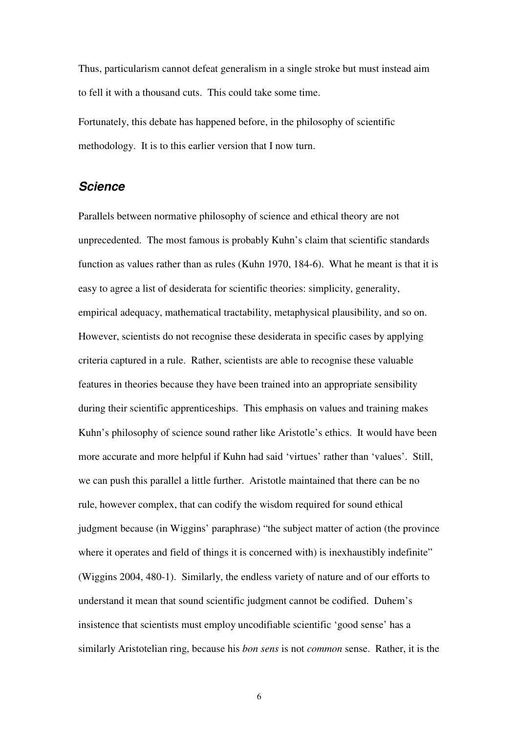Thus, particularism cannot defeat generalism in a single stroke but must instead aim to fell it with a thousand cuts. This could take some time.

Fortunately, this debate has happened before, in the philosophy of scientific methodology. It is to this earlier version that I now turn.

## *Science*

Parallels between normative philosophy of science and ethical theory are not unprecedented. The most famous is probably Kuhn's claim that scientific standards function as values rather than as rules (Kuhn 1970, 184-6). What he meant is that it is easy to agree a list of desiderata for scientific theories: simplicity, generality, empirical adequacy, mathematical tractability, metaphysical plausibility, and so on. However, scientists do not recognise these desiderata in specific cases by applying criteria captured in a rule. Rather, scientists are able to recognise these valuable features in theories because they have been trained into an appropriate sensibility during their scientific apprenticeships. This emphasis on values and training makes Kuhn's philosophy of science sound rather like Aristotle's ethics. It would have been more accurate and more helpful if Kuhn had said 'virtues' rather than 'values'. Still, we can push this parallel a little further. Aristotle maintained that there can be no rule, however complex, that can codify the wisdom required for sound ethical judgment because (in Wiggins' paraphrase) "the subject matter of action (the province where it operates and field of things it is concerned with) is inexhaustibly indefinite" (Wiggins 2004, 480-1). Similarly, the endless variety of nature and of our efforts to understand it mean that sound scientific judgment cannot be codified. Duhem's insistence that scientists must employ uncodifiable scientific 'good sense' has a similarly Aristotelian ring, because his *bon sens* is not *common* sense. Rather, it is the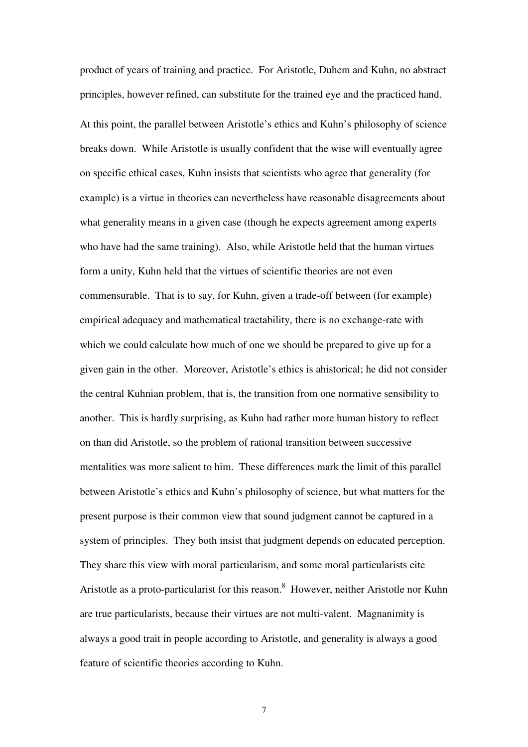product of years of training and practice. For Aristotle, Duhem and Kuhn, no abstract principles, however refined, can substitute for the trained eye and the practiced hand.

At this point, the parallel between Aristotle's ethics and Kuhn's philosophy of science breaks down. While Aristotle is usually confident that the wise will eventually agree on specific ethical cases, Kuhn insists that scientists who agree that generality (for example) is a virtue in theories can nevertheless have reasonable disagreements about what generality means in a given case (though he expects agreement among experts who have had the same training). Also, while Aristotle held that the human virtues form a unity, Kuhn held that the virtues of scientific theories are not even commensurable. That is to say, for Kuhn, given a trade-off between (for example) empirical adequacy and mathematical tractability, there is no exchange-rate with which we could calculate how much of one we should be prepared to give up for a given gain in the other. Moreover, Aristotle's ethics is ahistorical; he did not consider the central Kuhnian problem, that is, the transition from one normative sensibility to another. This is hardly surprising, as Kuhn had rather more human history to reflect on than did Aristotle, so the problem of rational transition between successive mentalities was more salient to him. These differences mark the limit of this parallel between Aristotle's ethics and Kuhn's philosophy of science, but what matters for the present purpose is their common view that sound judgment cannot be captured in a system of principles. They both insist that judgment depends on educated perception. They share this view with moral particularism, and some moral particularists cite Aristotle as a proto-particularist for this reason.[8] However, neither Aristotle nor Kuhn are true particularists, because their virtues are not multi-valent. Magnanimity is always a good trait in people according to Aristotle, and generality is always a good feature of scientific theories according to Kuhn.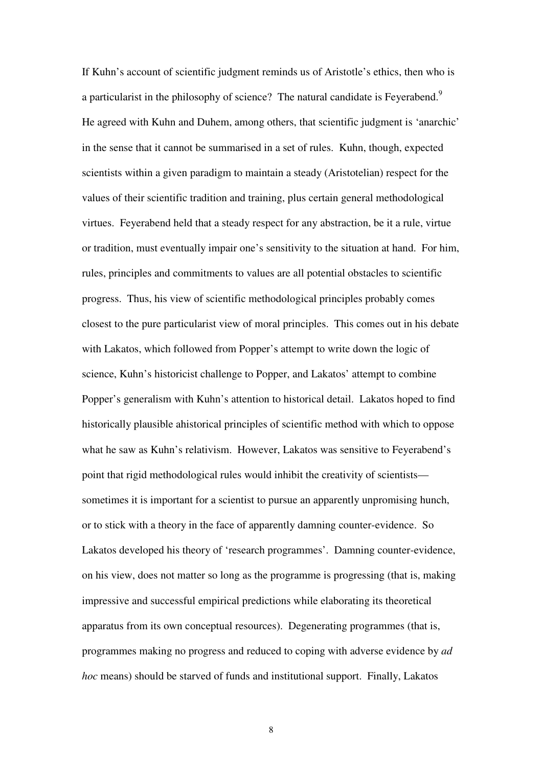If Kuhn's account of scientific judgment reminds us of Aristotle's ethics, then who is a particularist in the philosophy of science? The natural candidate is Feyerabend.[9] He agreed with Kuhn and Duhem, among others, that scientific judgment is 'anarchic' in the sense that it cannot be summarised in a set of rules. Kuhn, though, expected scientists within a given paradigm to maintain a steady (Aristotelian) respect for the values of their scientific tradition and training, plus certain general methodological virtues. Feyerabend held that a steady respect for any abstraction, be it a rule, virtue or tradition, must eventually impair one's sensitivity to the situation at hand. For him, rules, principles and commitments to values are all potential obstacles to scientific progress. Thus, his view of scientific methodological principles probably comes closest to the pure particularist view of moral principles. This comes out in his debate with Lakatos, which followed from Popper's attempt to write down the logic of science, Kuhn's historicist challenge to Popper, and Lakatos' attempt to combine Popper's generalism with Kuhn's attention to historical detail. Lakatos hoped to find historically plausible ahistorical principles of scientific method with which to oppose what he saw as Kuhn's relativism. However, Lakatos was sensitive to Feyerabend's point that rigid methodological rules would inhibit the creativity of scientists—sometimes it is important for a scientist to pursue an apparently unpromising hunch, or to stick with a theory in the face of apparently damning counter-evidence. So Lakatos developed his theory of 'research programmes'. Damning counter-evidence, on his view, does not matter so long as the programme is progressing (that is, making impressive and successful empirical predictions while elaborating its theoretical apparatus from its own conceptual resources). Degenerating programmes (that is, programmes making no progress and reduced to coping with adverse evidence by *ad hoc* means) should be starved of funds and institutional support. Finally, Lakatos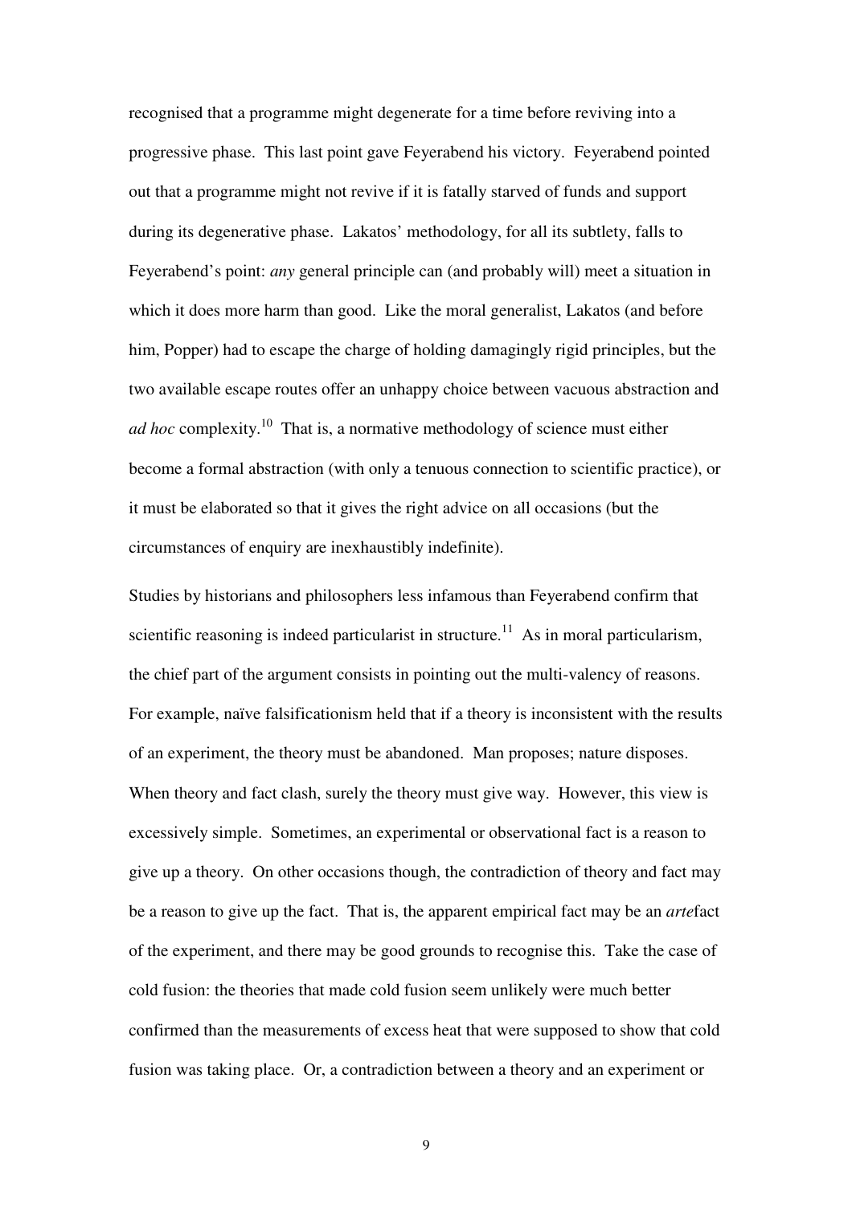recognised that a programme might degenerate for a time before reviving into a progressive phase. This last point gave Feyerabend his victory. Feyerabend pointed out that a programme might not revive if it is fatally starved of funds and support during its degenerative phase. Lakatos' methodology, for all its subtlety, falls to Feyerabend's point: *any* general principle can (and probably will) meet a situation in which it does more harm than good. Like the moral generalist, Lakatos (and before him, Popper) had to escape the charge of holding damagingly rigid principles, but the two available escape routes offer an unhappy choice between vacuous abstraction and *ad hoc* complexity.[10] That is, a normative methodology of science must either become a formal abstraction (with only a tenuous connection to scientific practice), or it must be elaborated so that it gives the right advice on all occasions (but the circumstances of enquiry are inexhaustibly indefinite).

Studies by historians and philosophers less infamous than Feyerabend confirm that scientific reasoning is indeed particularist in structure.[11] As in moral particularism, the chief part of the argument consists in pointing out the multi-valency of reasons. For example, naïve falsificationism held that if a theory is inconsistent with the results of an experiment, the theory must be abandoned. Man proposes; nature disposes. When theory and fact clash, surely the theory must give way. However, this view is excessively simple. Sometimes, an experimental or observational fact is a reason to give up a theory. On other occasions though, the contradiction of theory and fact may be a reason to give up the fact. That is, the apparent empirical fact may be an *arte*fact of the experiment, and there may be good grounds to recognise this. Take the case of cold fusion: the theories that made cold fusion seem unlikely were much better confirmed than the measurements of excess heat that were supposed to show that cold fusion was taking place. Or, a contradiction between a theory and an experiment or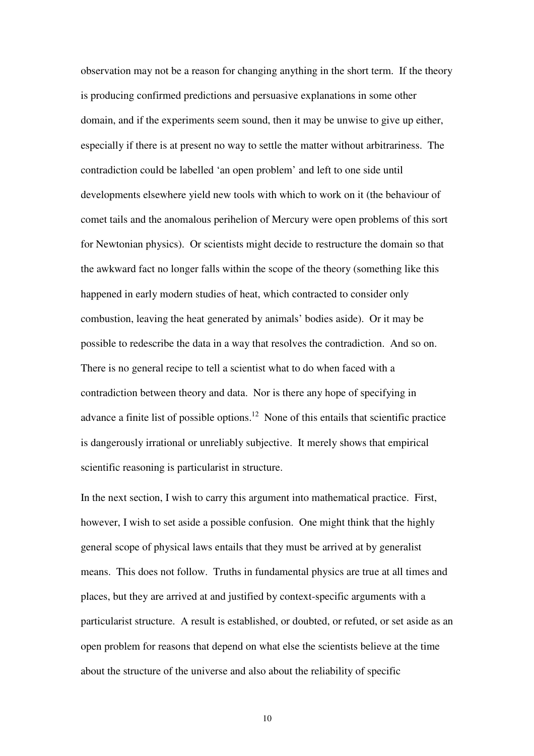observation may not be a reason for changing anything in the short term. If the theory is producing confirmed predictions and persuasive explanations in some other domain, and if the experiments seem sound, then it may be unwise to give up either, especially if there is at present no way to settle the matter without arbitrariness. The contradiction could be labelled 'an open problem' and left to one side until developments elsewhere yield new tools with which to work on it (the behaviour of comet tails and the anomalous perihelion of Mercury were open problems of this sort for Newtonian physics). Or scientists might decide to restructure the domain so that the awkward fact no longer falls within the scope of the theory (something like this happened in early modern studies of heat, which contracted to consider only combustion, leaving the heat generated by animals' bodies aside). Or it may be possible to redescribe the data in a way that resolves the contradiction. And so on. There is no general recipe to tell a scientist what to do when faced with a contradiction between theory and data. Nor is there any hope of specifying in advance a finite list of possible options.[12] None of this entails that scientific practice is dangerously irrational or unreliably subjective. It merely shows that empirical scientific reasoning is particularist in structure.

In the next section, I wish to carry this argument into mathematical practice. First, however, I wish to set aside a possible confusion. One might think that the highly general scope of physical laws entails that they must be arrived at by generalist means. This does not follow. Truths in fundamental physics are true at all times and places, but they are arrived at and justified by context-specific arguments with a particularist structure. A result is established, or doubted, or refuted, or set aside as an open problem for reasons that depend on what else the scientists believe at the time about the structure of the universe and also about the reliability of specific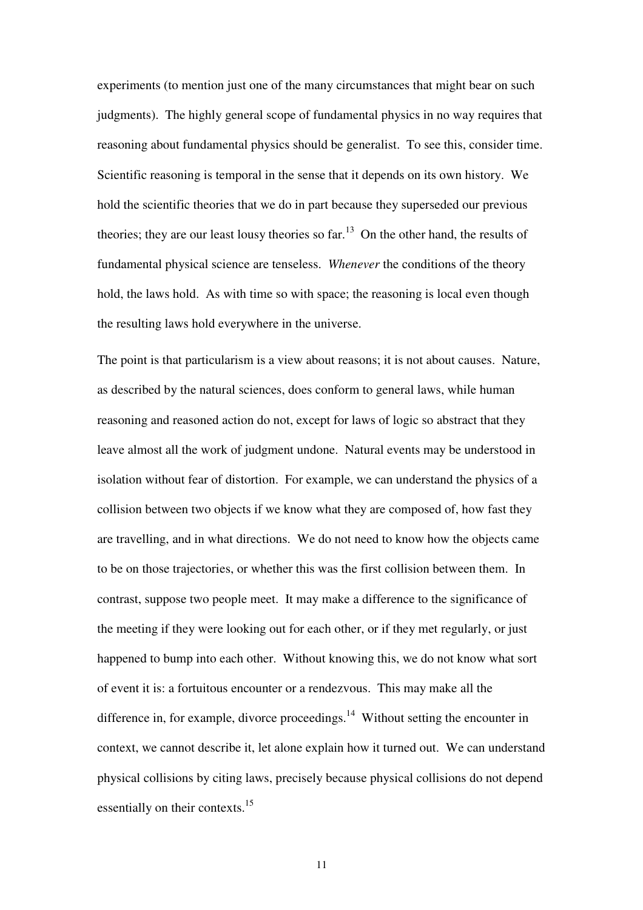experiments (to mention just one of the many circumstances that might bear on such judgments). The highly general scope of fundamental physics in no way requires that reasoning about fundamental physics should be generalist. To see this, consider time. Scientific reasoning is temporal in the sense that it depends on its own history. We hold the scientific theories that we do in part because they superseded our previous theories; they are our least lousy theories so far.[13] On the other hand, the results of fundamental physical science are tenseless. *Whenever* the conditions of the theory hold, the laws hold. As with time so with space; the reasoning is local even though the resulting laws hold everywhere in the universe.

The point is that particularism is a view about reasons; it is not about causes. Nature, as described by the natural sciences, does conform to general laws, while human reasoning and reasoned action do not, except for laws of logic so abstract that they leave almost all the work of judgment undone. Natural events may be understood in isolation without fear of distortion. For example, we can understand the physics of a collision between two objects if we know what they are composed of, how fast they are travelling, and in what directions. We do not need to know how the objects came to be on those trajectories, or whether this was the first collision between them. In contrast, suppose two people meet. It may make a difference to the significance of the meeting if they were looking out for each other, or if they met regularly, or just happened to bump into each other. Without knowing this, we do not know what sort of event it is: a fortuitous encounter or a rendezvous. This may make all the difference in, for example, divorce proceedings.[14] Without setting the encounter in context, we cannot describe it, let alone explain how it turned out. We can understand physical collisions by citing laws, precisely because physical collisions do not depend essentially on their contexts.[15]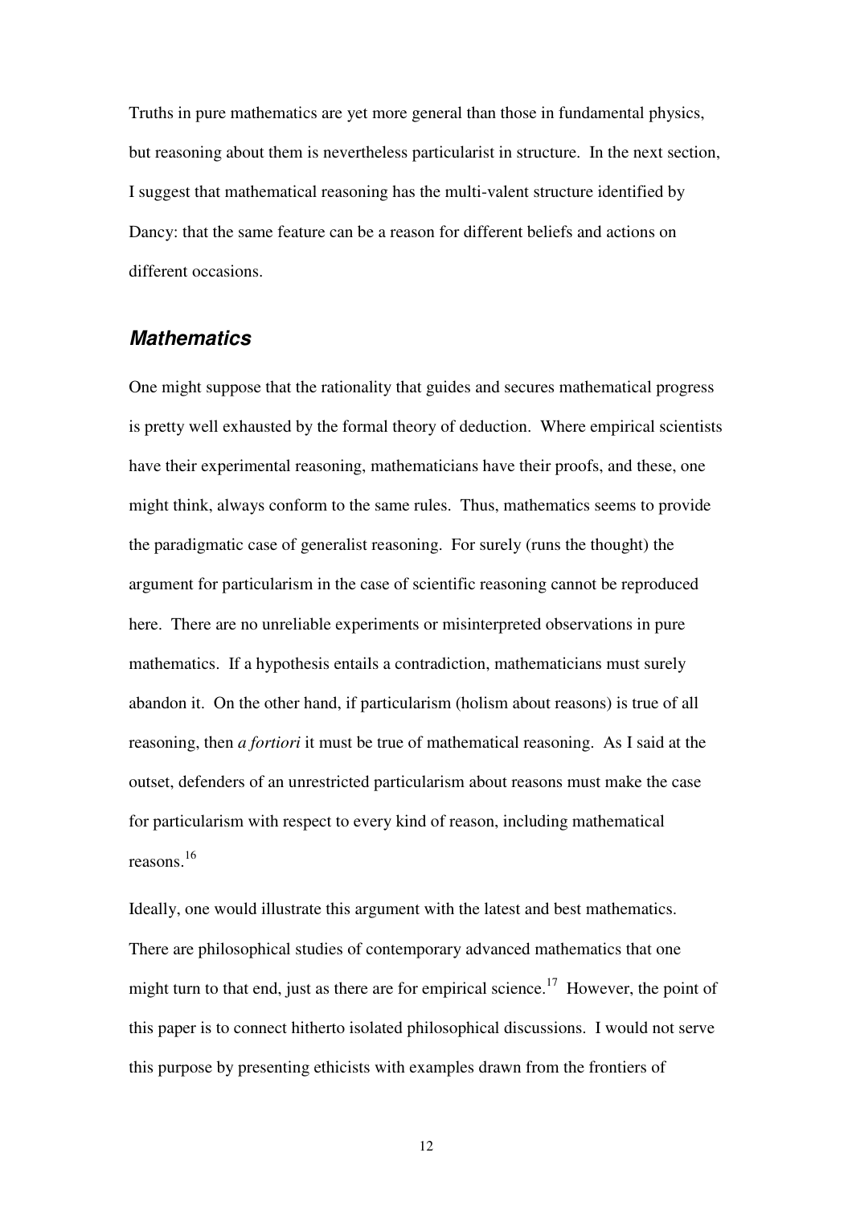Truths in pure mathematics are yet more general than those in fundamental physics, but reasoning about them is nevertheless particularist in structure. In the next section, I suggest that mathematical reasoning has the multi-valent structure identified by Dancy: that the same feature can be a reason for different beliefs and actions on different occasions.

## *Mathematics*

One might suppose that the rationality that guides and secures mathematical progress is pretty well exhausted by the formal theory of deduction. Where empirical scientists have their experimental reasoning, mathematicians have their proofs, and these, one might think, always conform to the same rules. Thus, mathematics seems to provide the paradigmatic case of generalist reasoning. For surely (runs the thought) the argument for particularism in the case of scientific reasoning cannot be reproduced here. There are no unreliable experiments or misinterpreted observations in pure mathematics. If a hypothesis entails a contradiction, mathematicians must surely abandon it. On the other hand, if particularism (holism about reasons) is true of all reasoning, then *a fortiori* it must be true of mathematical reasoning. As I said at the outset, defenders of an unrestricted particularism about reasons must make the case for particularism with respect to every kind of reason, including mathematical reasons.[16]

Ideally, one would illustrate this argument with the latest and best mathematics. There are philosophical studies of contemporary advanced mathematics that one might turn to that end, just as there are for empirical science.[17] However, the point of this paper is to connect hitherto isolated philosophical discussions. I would not serve this purpose by presenting ethicists with examples drawn from the frontiers of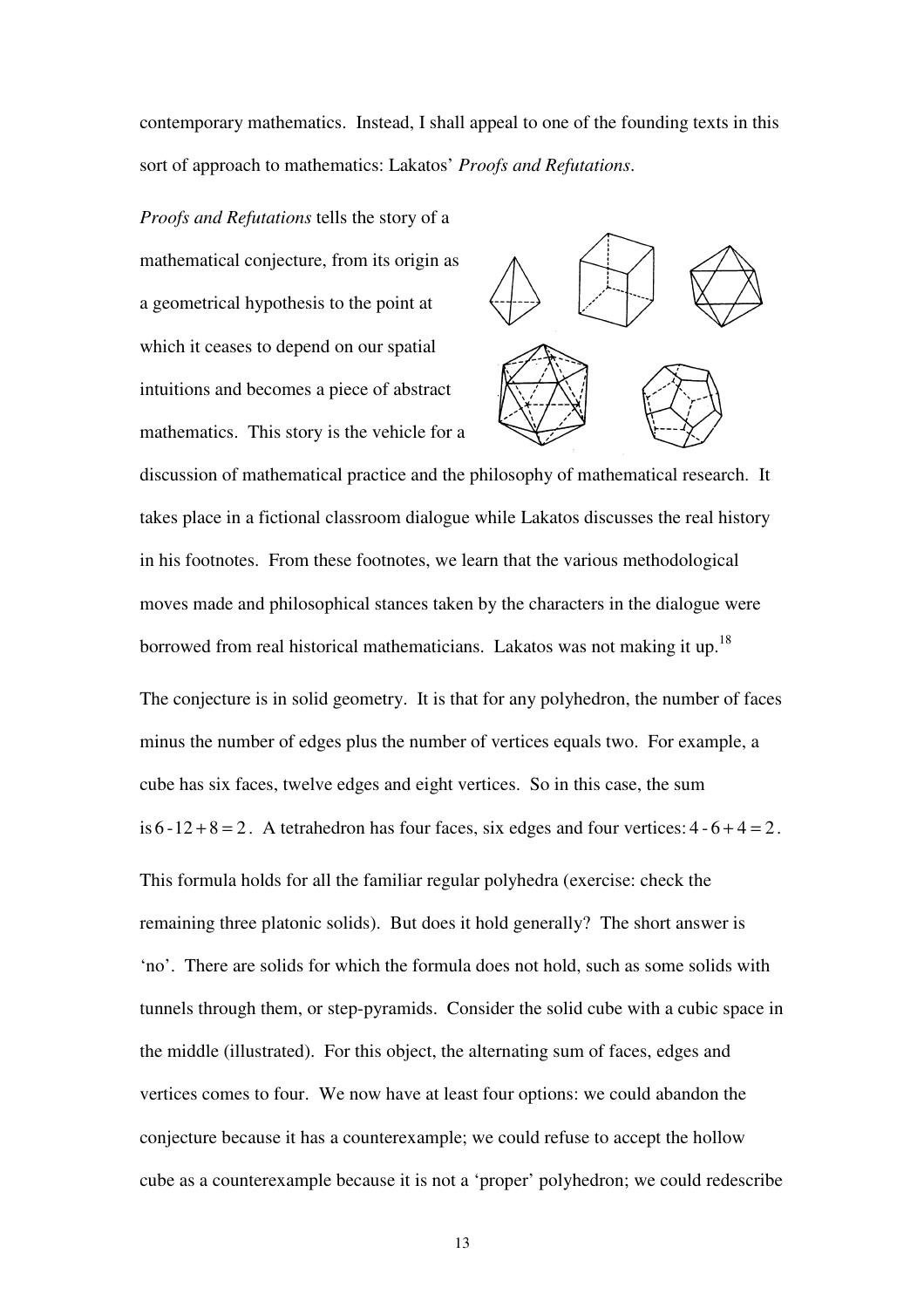contemporary mathematics. Instead, I shall appeal to one of the founding texts in this sort of approach to mathematics: Lakatos' *Proofs and Refutations*.

*Proofs and Refutations* tells the story of a mathematical conjecture, from its origin as a geometrical hypothesis to the point at which it ceases to depend on our spatial intuitions and becomes a piece of abstract mathematics. This story is the vehicle for a discussion of mathematical practice and the philosophy of mathematical research. It takes place in a fictional classroom dialogue while Lakatos discusses the real history in his footnotes. From these footnotes, we learn that the various methodological moves made and philosophical stances taken by the characters in the dialogue were borrowed from real historical mathematicians. Lakatos was not making it up.[18]

The conjecture is in solid geometry. It is that for any polyhedron, the number of faces minus the number of edges plus the number of vertices equals two. For example, a cube has six faces, twelve edges and eight vertices. So in this case, the sum is $6 - 12 + 8 = 2$. A tetrahedron has four faces, six edges and four vertices: $4 - 6 + 4 = 2$.

This formula holds for all the familiar regular polyhedra (exercise: check the remaining three platonic solids). But does it hold generally? The short answer is 'no'. There are solids for which the formula does not hold, such as some solids with tunnels through them, or step-pyramids. Consider the solid cube with a cubic space in the middle (illustrated). For this object, the alternating sum of faces, edges and vertices comes to four. We now have at least four options: we could abandon the conjecture because it has a counterexample; we could refuse to accept the hollow cube as a counterexample because it is not a 'proper' polyhedron; we could redescribe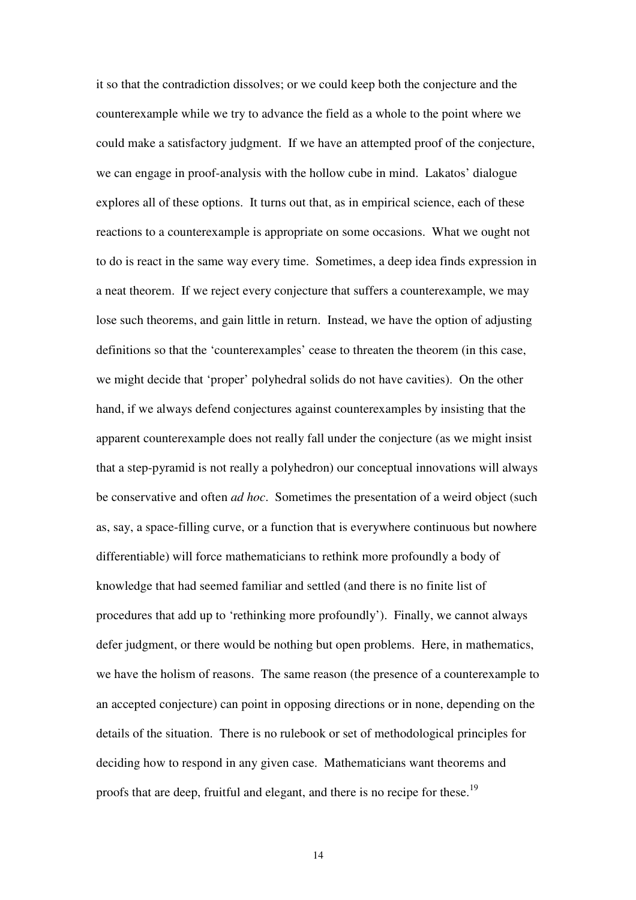it so that the contradiction dissolves; or we could keep both the conjecture and the counterexample while we try to advance the field as a whole to the point where we could make a satisfactory judgment. If we have an attempted proof of the conjecture, we can engage in proof-analysis with the hollow cube in mind. Lakatos' dialogue explores all of these options. It turns out that, as in empirical science, each of these reactions to a counterexample is appropriate on some occasions. What we ought not to do is react in the same way every time. Sometimes, a deep idea finds expression in a neat theorem. If we reject every conjecture that suffers a counterexample, we may lose such theorems, and gain little in return. Instead, we have the option of adjusting definitions so that the 'counterexamples' cease to threaten the theorem (in this case, we might decide that 'proper' polyhedral solids do not have cavities). On the other hand, if we always defend conjectures against counterexamples by insisting that the apparent counterexample does not really fall under the conjecture (as we might insist that a step-pyramid is not really a polyhedron) our conceptual innovations will always be conservative and often *ad hoc*. Sometimes the presentation of a weird object (such as, say, a space-filling curve, or a function that is everywhere continuous but nowhere differentiable) will force mathematicians to rethink more profoundly a body of knowledge that had seemed familiar and settled (and there is no finite list of procedures that add up to 'rethinking more profoundly'). Finally, we cannot always defer judgment, or there would be nothing but open problems. Here, in mathematics, we have the holism of reasons. The same reason (the presence of a counterexample to an accepted conjecture) can point in opposing directions or in none, depending on the details of the situation. There is no rulebook or set of methodological principles for deciding how to respond in any given case. Mathematicians want theorems and proofs that are deep, fruitful and elegant, and there is no recipe for these.[19]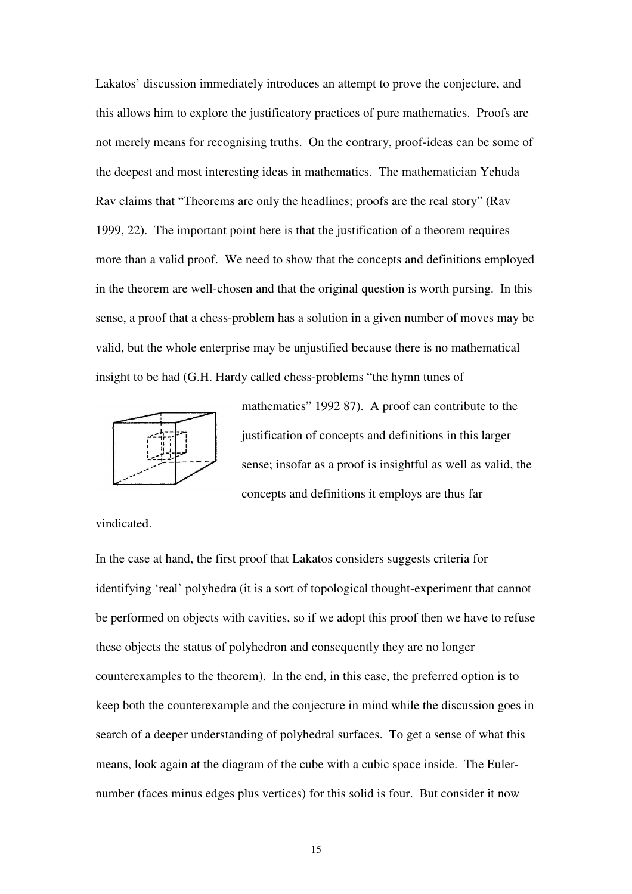Lakatos' discussion immediately introduces an attempt to prove the conjecture, and this allows him to explore the justificatory practices of pure mathematics. Proofs are not merely means for recognising truths. On the contrary, proof-ideas can be some of the deepest and most interesting ideas in mathematics. The mathematician Yehuda Rav claims that "Theorems are only the headlines; proofs are the real story" (Rav 1999, 22). The important point here is that the justification of a theorem requires more than a valid proof. We need to show that the concepts and definitions employed in the theorem are well-chosen and that the original question is worth pursing. In this sense, a proof that a chess-problem has a solution in a given number of moves may be valid, but the whole enterprise may be unjustified because there is no mathematical insight to be had (G.H. Hardy called chess-problems "the hymn tunes of mathematics" 1992 87). A proof can contribute to the justification of concepts and definitions in this larger sense; insofar as a proof is insightful as well as valid, the concepts and definitions it employs are thus far vindicated.

In the case at hand, the first proof that Lakatos considers suggests criteria for identifying 'real' polyhedra (it is a sort of topological thought-experiment that cannot be performed on objects with cavities, so if we adopt this proof then we have to refuse these objects the status of polyhedron and consequently they are no longer counterexamples to the theorem). In the end, in this case, the preferred option is to keep both the counterexample and the conjecture in mind while the discussion goes in search of a deeper understanding of polyhedral surfaces. To get a sense of what this means, look again at the diagram of the cube with a cubic space inside. The Euler-number (faces minus edges plus vertices) for this solid is four. But consider it now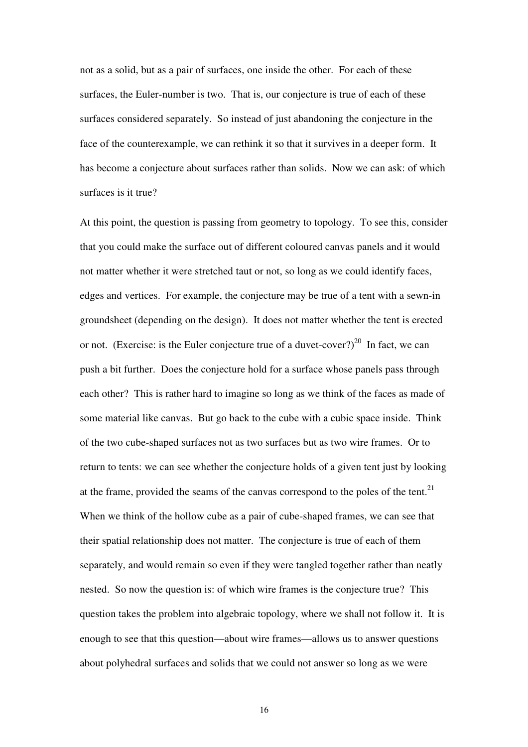not as a solid, but as a pair of surfaces, one inside the other. For each of these surfaces, the Euler-number is two. That is, our conjecture is true of each of these surfaces considered separately. So instead of just abandoning the conjecture in the face of the counterexample, we can rethink it so that it survives in a deeper form. It has become a conjecture about surfaces rather than solids. Now we can ask: of which surfaces is it true?

At this point, the question is passing from geometry to topology. To see this, consider that you could make the surface out of different coloured canvas panels and it would not matter whether it were stretched taut or not, so long as we could identify faces, edges and vertices. For example, the conjecture may be true of a tent with a sewn-in groundsheet (depending on the design). It does not matter whether the tent is erected or not. (Exercise: is the Euler conjecture true of a duvet-cover?)[20] In fact, we can push a bit further. Does the conjecture hold for a surface whose panels pass through each other? This is rather hard to imagine so long as we think of the faces as made of some material like canvas. But go back to the cube with a cubic space inside. Think of the two cube-shaped surfaces not as two surfaces but as two wire frames. Or to return to tents: we can see whether the conjecture holds of a given tent just by looking at the frame, provided the seams of the canvas correspond to the poles of the tent.[21] When we think of the hollow cube as a pair of cube-shaped frames, we can see that their spatial relationship does not matter. The conjecture is true of each of them separately, and would remain so even if they were tangled together rather than neatly nested. So now the question is: of which wire frames is the conjecture true? This question takes the problem into algebraic topology, where we shall not follow it. It is enough to see that this question—about wire frames—allows us to answer questions about polyhedral surfaces and solids that we could not answer so long as we were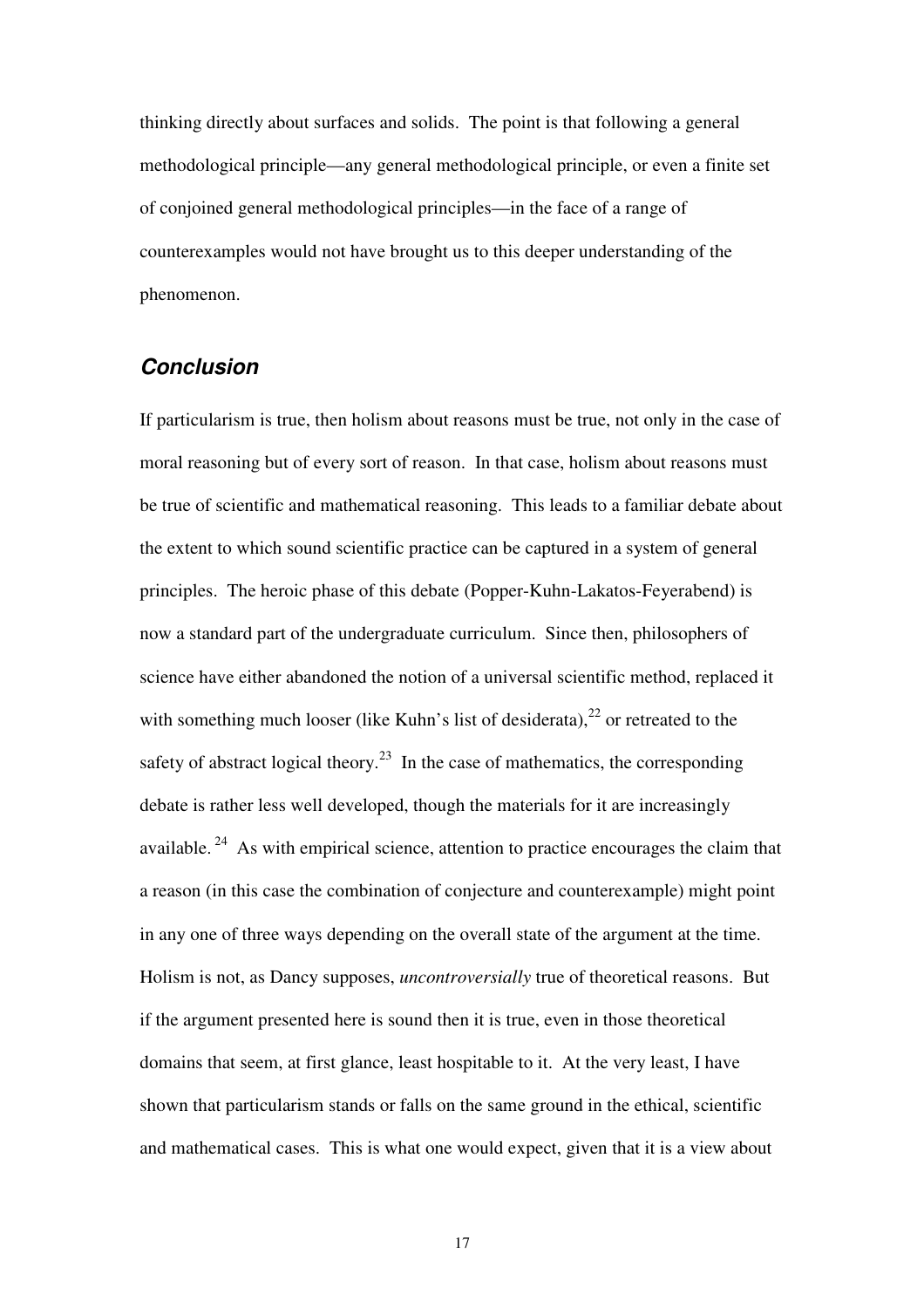thinking directly about surfaces and solids. The point is that following a general methodological principle—any general methodological principle, or even a finite set of conjoined general methodological principles—in the face of a range of counterexamples would not have brought us to this deeper understanding of the phenomenon.

## *Conclusion*

If particularism is true, then holism about reasons must be true, not only in the case of moral reasoning but of every sort of reason. In that case, holism about reasons must be true of scientific and mathematical reasoning. This leads to a familiar debate about the extent to which sound scientific practice can be captured in a system of general principles. The heroic phase of this debate (Popper-Kuhn-Lakatos-Feyerabend) is now a standard part of the undergraduate curriculum. Since then, philosophers of science have either abandoned the notion of a universal scientific method, replaced it with something much looser (like Kuhn's list of desiderata),[22] or retreated to the safety of abstract logical theory.[23] In the case of mathematics, the corresponding debate is rather less well developed, though the materials for it are increasingly available.[24] As with empirical science, attention to practice encourages the claim that a reason (in this case the combination of conjecture and counterexample) might point in any one of three ways depending on the overall state of the argument at the time. Holism is not, as Dancy supposes, *uncontroversially* true of theoretical reasons. But if the argument presented here is sound then it is true, even in those theoretical domains that seem, at first glance, least hospitable to it. At the very least, I have shown that particularism stands or falls on the same ground in the ethical, scientific and mathematical cases. This is what one would expect, given that it is a view about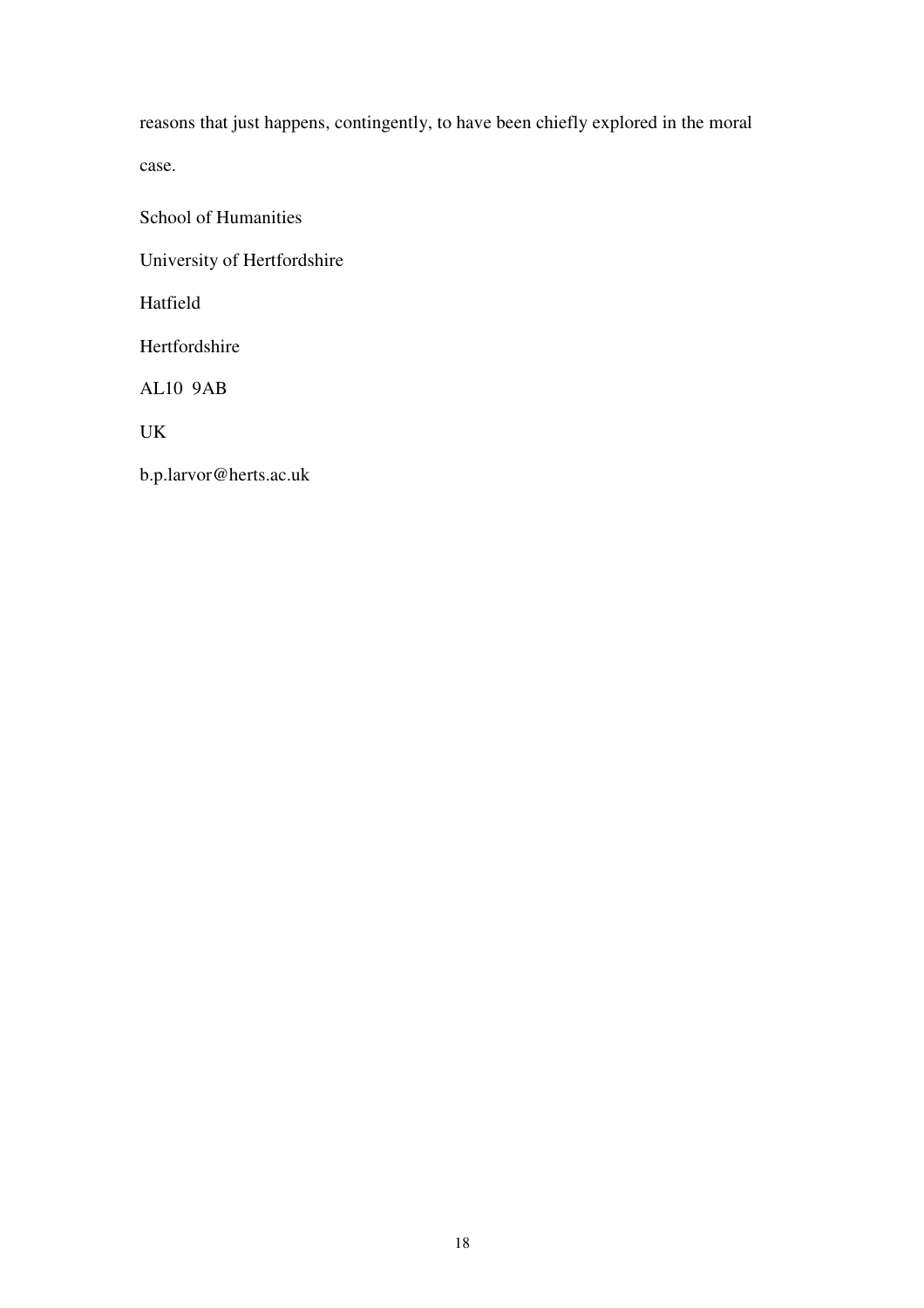reasons that just happens, contingently, to have been chiefly explored in the moral case.

School of Humanities

University of Hertfordshire

Hatfield

Hertfordshire

AL10 9AB

UK

b.p.larvor@herts.ac.uk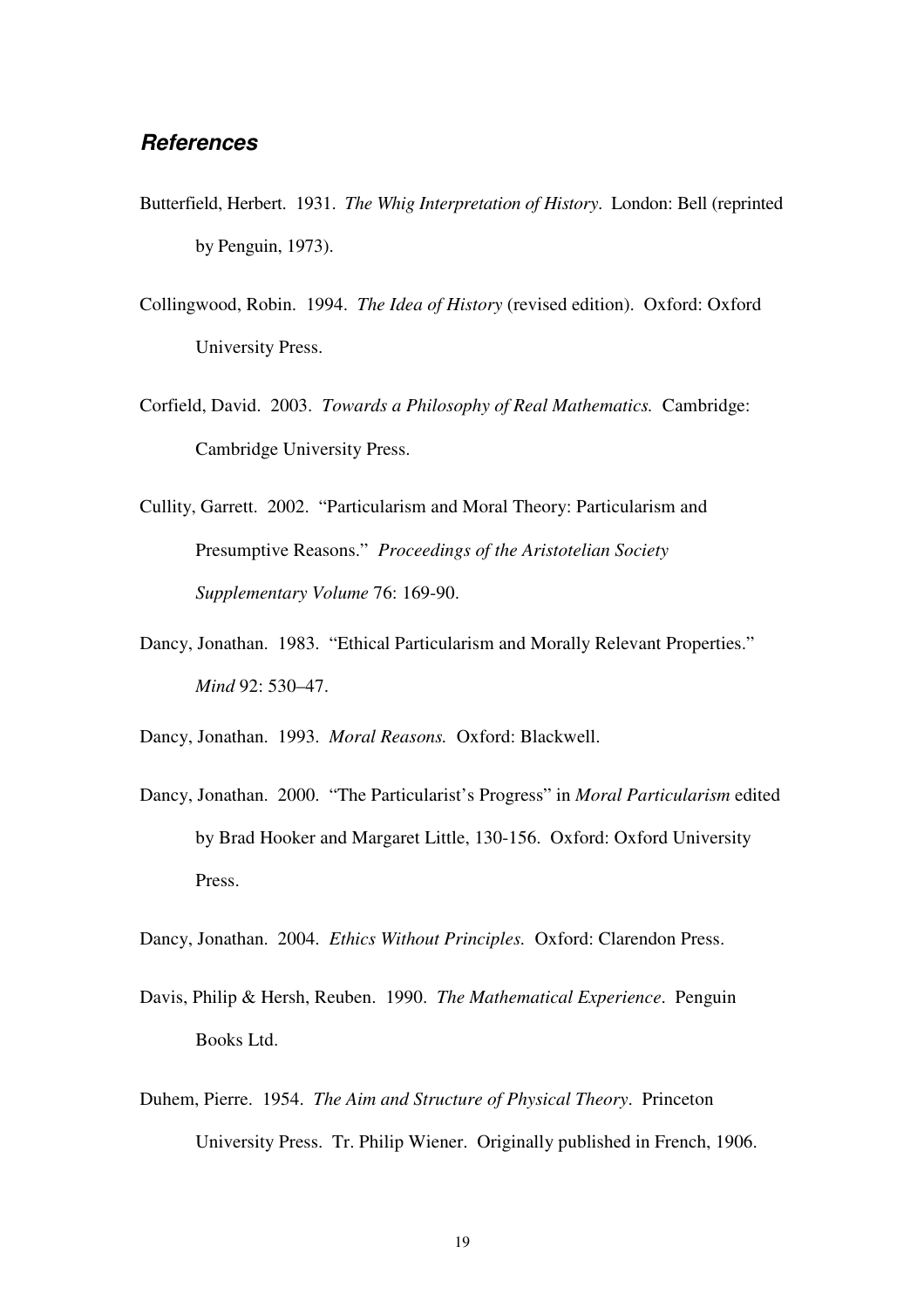## *References*

Butterfield, Herbert. 1931. *The Whig Interpretation of History*. London: Bell (reprinted by Penguin, 1973).

Collingwood, Robin. 1994. *The Idea of History* (revised edition). Oxford: Oxford University Press.

Corfield, David. 2003. *Towards a Philosophy of Real Mathematics.* Cambridge: Cambridge University Press.

Cullity, Garrett. 2002. "Particularism and Moral Theory: Particularism and Presumptive Reasons." *Proceedings of the Aristotelian Society Supplementary Volume* 76: 169-90.

Dancy, Jonathan. 1983. "Ethical Particularism and Morally Relevant Properties." *Mind* 92: 530–47.

Dancy, Jonathan. 1993. *Moral Reasons.* Oxford: Blackwell.

Dancy, Jonathan. 2000. "The Particularist's Progress" in *Moral Particularism* edited by Brad Hooker and Margaret Little, 130-156. Oxford: Oxford University Press.

Dancy, Jonathan. 2004. *Ethics Without Principles.* Oxford: Clarendon Press.

Davis, Philip & Hersh, Reuben. 1990. *The Mathematical Experience*. Penguin Books Ltd.

Duhem, Pierre. 1954. *The Aim and Structure of Physical Theory*. Princeton University Press. Tr. Philip Wiener. Originally published in French, 1906.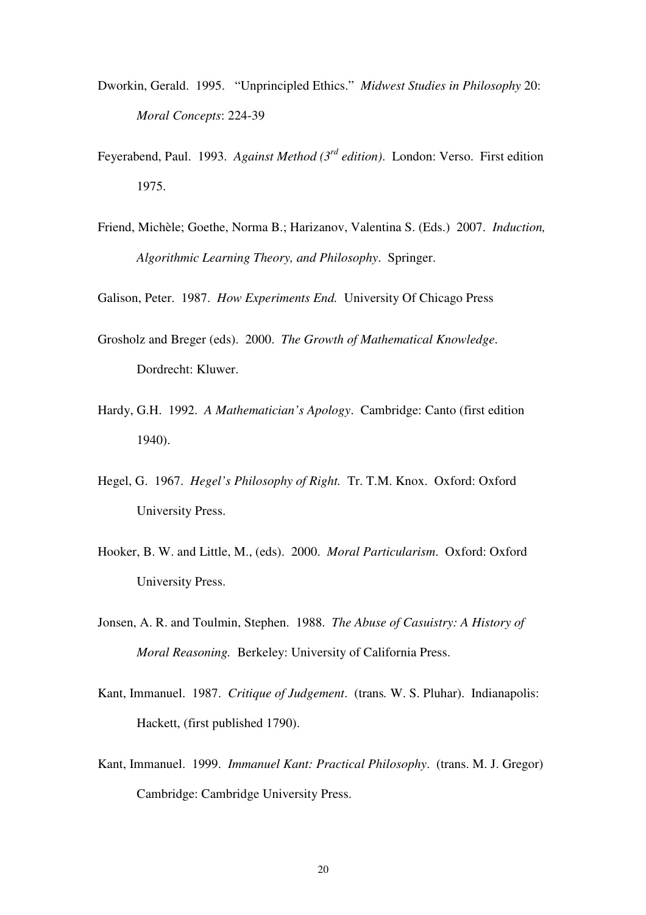Dworkin, Gerald. 1995. "Unprincipled Ethics." *Midwest Studies in Philosophy* 20: *Moral Concepts*: 224-39

Feyerabend, Paul. 1993. *Against Method (3rd edition)*. London: Verso. First edition 1975.

Friend, Michèle; Goethe, Norma B.; Harizanov, Valentina S. (Eds.) 2007. *Induction, Algorithmic Learning Theory, and Philosophy*. Springer.

Galison, Peter. 1987. *How Experiments End.* University Of Chicago Press

Grosholz and Breger (eds). 2000. *The Growth of Mathematical Knowledge*. Dordrecht: Kluwer.

Hardy, G.H. 1992. *A Mathematician's Apology*. Cambridge: Canto (first edition 1940).

Hegel, G. 1967. *Hegel's Philosophy of Right.* Tr. T.M. Knox. Oxford: Oxford University Press.

Hooker, B. W. and Little, M., (eds). 2000. *Moral Particularism*. Oxford: Oxford University Press.

Jonsen, A. R. and Toulmin, Stephen. 1988. *The Abuse of Casuistry: A History of Moral Reasoning.* Berkeley: University of California Press.

Kant, Immanuel. 1987. *Critique of Judgement*. (trans. W. S. Pluhar). Indianapolis: Hackett, (first published 1790).

Kant, Immanuel. 1999. *Immanuel Kant: Practical Philosophy*. (trans. M. J. Gregor) Cambridge: Cambridge University Press.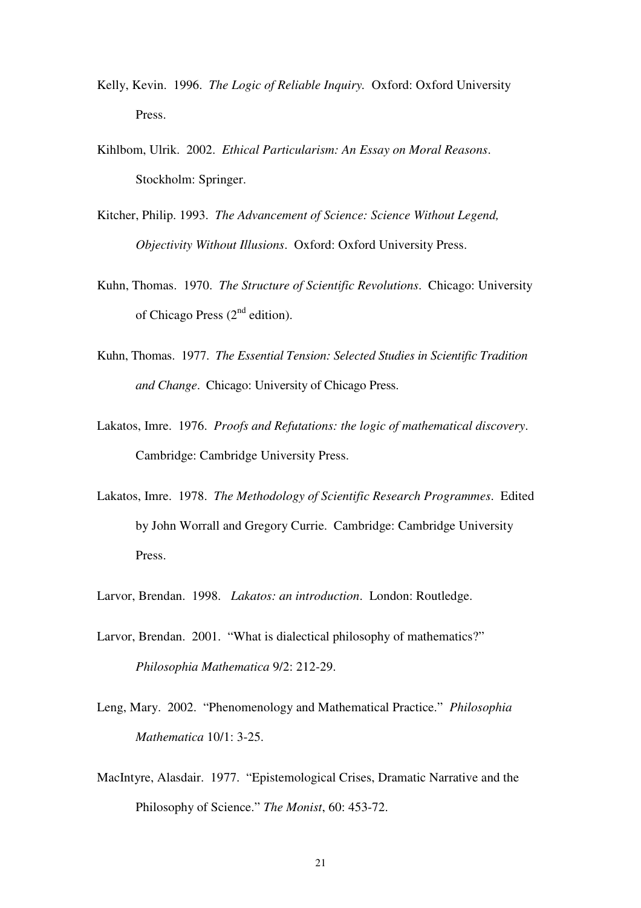Kelly, Kevin. 1996. *The Logic of Reliable Inquiry.* Oxford: Oxford University Press.

Kihlbom, Ulrik. 2002. *Ethical Particularism: An Essay on Moral Reasons*. Stockholm: Springer.

Kitcher, Philip. 1993. *The Advancement of Science: Science Without Legend, Objectivity Without Illusions*. Oxford: Oxford University Press.

Kuhn, Thomas. 1970. *The Structure of Scientific Revolutions*. Chicago: University of Chicago Press (2nd edition).

Kuhn, Thomas. 1977. *The Essential Tension: Selected Studies in Scientific Tradition and Change*. Chicago: University of Chicago Press.

Lakatos, Imre. 1976. *Proofs and Refutations: the logic of mathematical discovery*. Cambridge: Cambridge University Press.

Lakatos, Imre. 1978. *The Methodology of Scientific Research Programmes*. Edited by John Worrall and Gregory Currie. Cambridge: Cambridge University Press.

Larvor, Brendan. 1998. *Lakatos: an introduction*. London: Routledge.

Larvor, Brendan. 2001. "What is dialectical philosophy of mathematics?" *Philosophia Mathematica* 9/2: 212-29.

Leng, Mary. 2002. "Phenomenology and Mathematical Practice." *Philosophia Mathematica* 10/1: 3-25.

MacIntyre, Alasdair. 1977. "Epistemological Crises, Dramatic Narrative and the Philosophy of Science." *The Monist*, 60: 453-72.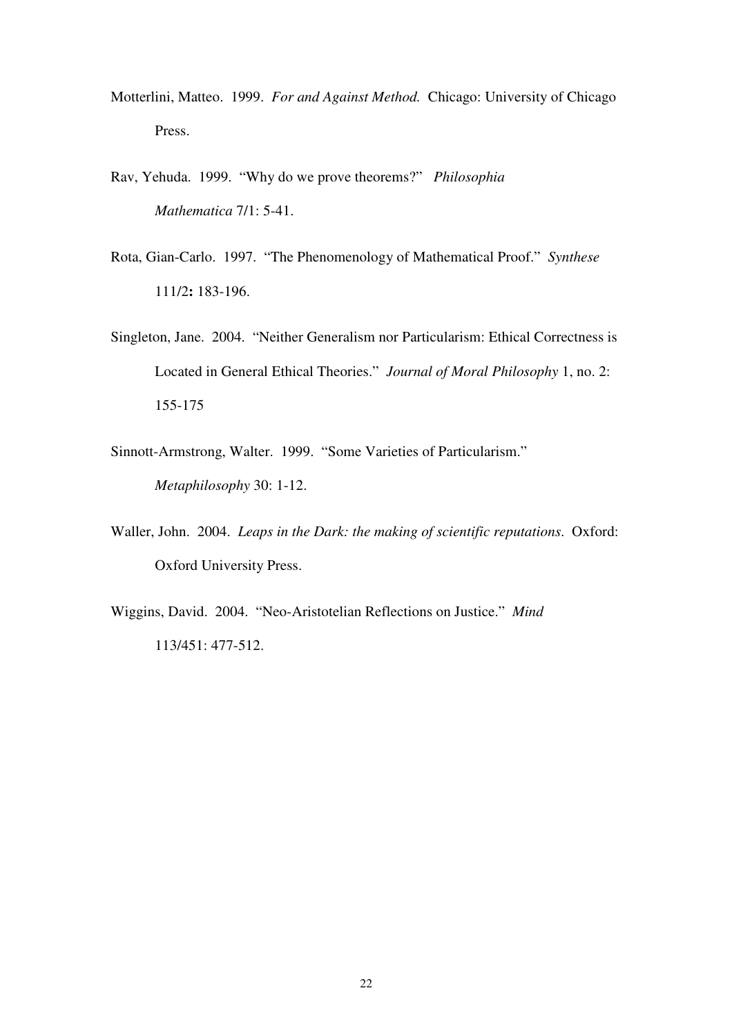Motterlini, Matteo. 1999. *For and Against Method.* Chicago: University of Chicago Press.

Rav, Yehuda. 1999. "Why do we prove theorems?" *Philosophia Mathematica* 7/1: 5-41.

Rota, Gian-Carlo. 1997. "The Phenomenology of Mathematical Proof." *Synthese* 111/2**:** 183-196.

Singleton, Jane. 2004. "Neither Generalism nor Particularism: Ethical Correctness is Located in General Ethical Theories." *Journal of Moral Philosophy* 1, no. 2: 155-175

Sinnott-Armstrong, Walter. 1999. "Some Varieties of Particularism." *Metaphilosophy* 30: 1-12.

Waller, John. 2004. *Leaps in the Dark: the making of scientific reputations*. Oxford: Oxford University Press.

Wiggins, David. 2004. "Neo-Aristotelian Reflections on Justice." *Mind* 113/451: 477-512.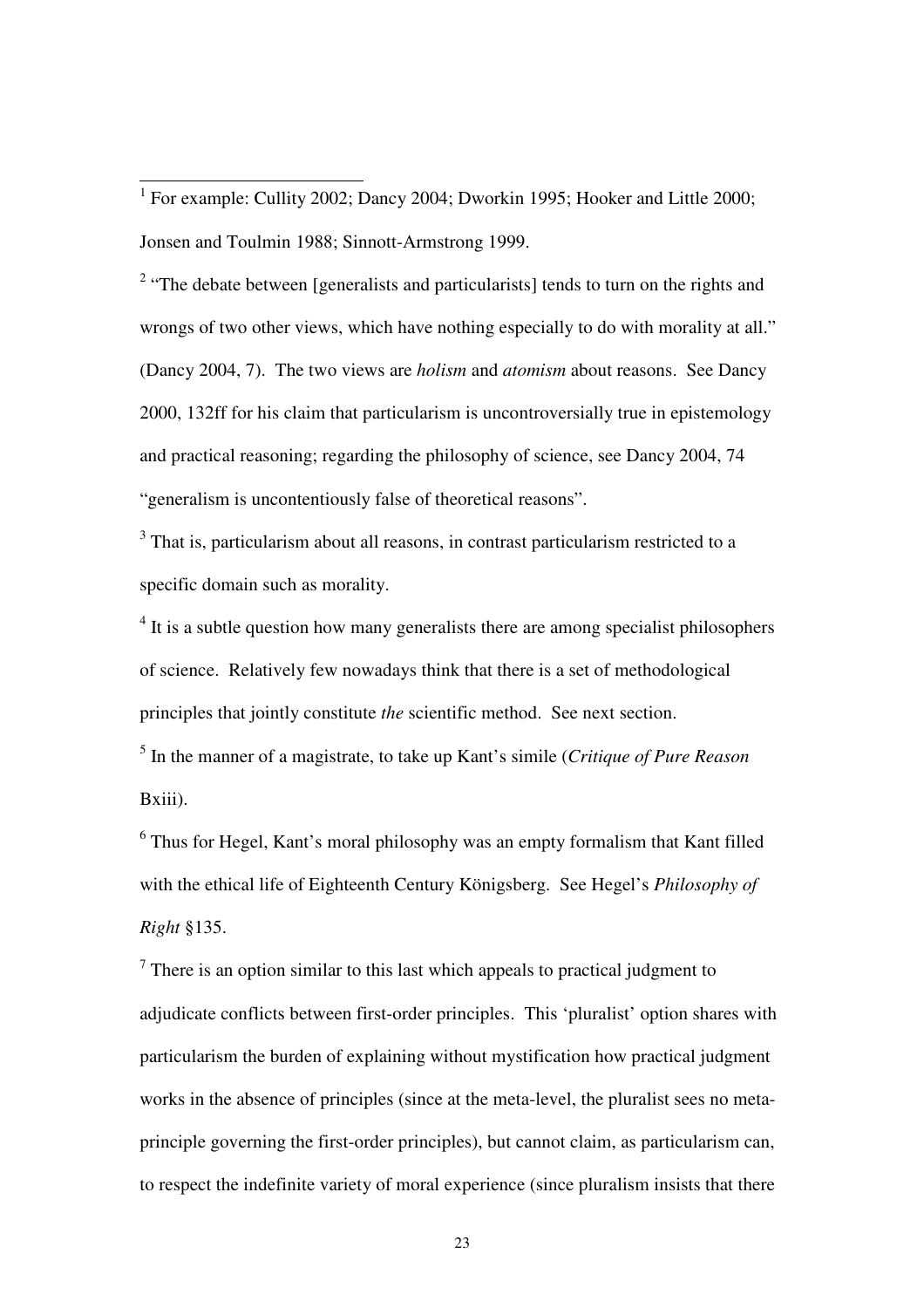[1] For example: Cullity 2002; Dancy 2004; Dworkin 1995; Hooker and Little 2000; Jonsen and Toulmin 1988; Sinnott-Armstrong 1999.

[2] "The debate between [generalists and particularists] tends to turn on the rights and wrongs of two other views, which have nothing especially to do with morality at all." (Dancy 2004, 7). The two views are *holism* and *atomism* about reasons. See Dancy 2000, 132ff for his claim that particularism is uncontroversially true in epistemology and practical reasoning; regarding the philosophy of science, see Dancy 2004, 74 "generalism is uncontentiously false of theoretical reasons".

[3] That is, particularism about all reasons, in contrast particularism restricted to a specific domain such as morality.

[4] It is a subtle question how many generalists there are among specialist philosophers of science. Relatively few nowadays think that there is a set of methodological principles that jointly constitute *the* scientific method. See next section.

[5] In the manner of a magistrate, to take up Kant's simile (*Critique of Pure Reason* Bxiii).

[6] Thus for Hegel, Kant's moral philosophy was an empty formalism that Kant filled with the ethical life of Eighteenth Century Königsberg. See Hegel's *Philosophy of Right* §135.

[7] There is an option similar to this last which appeals to practical judgment to adjudicate conflicts between first-order principles. This 'pluralist' option shares with particularism the burden of explaining without mystification how practical judgment works in the absence of principles (since at the meta-level, the pluralist sees no meta-principle governing the first-order principles), but cannot claim, as particularism can, to respect the indefinite variety of moral experience (since pluralism insists that there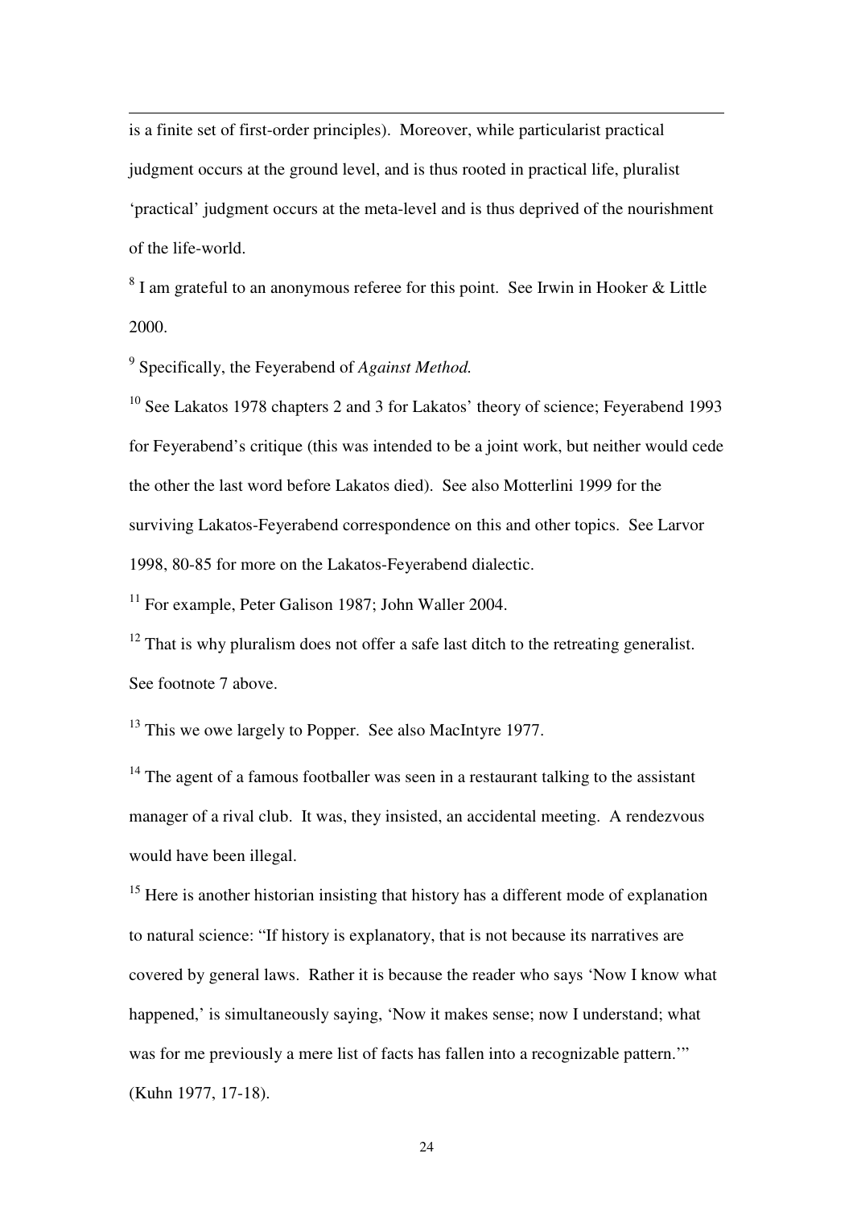is a finite set of first-order principles). Moreover, while particularist practical judgment occurs at the ground level, and is thus rooted in practical life, pluralist 'practical' judgment occurs at the meta-level and is thus deprived of the nourishment of the life-world.

[8] I am grateful to an anonymous referee for this point. See Irwin in Hooker & Little 2000.

[9] Specifically, the Feyerabend of *Against Method.*

[10] See Lakatos 1978 chapters 2 and 3 for Lakatos' theory of science; Feyerabend 1993 for Feyerabend's critique (this was intended to be a joint work, but neither would cede the other the last word before Lakatos died). See also Motterlini 1999 for the surviving Lakatos-Feyerabend correspondence on this and other topics. See Larvor 1998, 80-85 for more on the Lakatos-Feyerabend dialectic.

[11] For example, Peter Galison 1987; John Waller 2004.

[12] That is why pluralism does not offer a safe last ditch to the retreating generalist. See footnote 7 above.

[13] This we owe largely to Popper. See also MacIntyre 1977.

[14] The agent of a famous footballer was seen in a restaurant talking to the assistant manager of a rival club. It was, they insisted, an accidental meeting. A rendezvous would have been illegal.

[15] Here is another historian insisting that history has a different mode of explanation to natural science: "If history is explanatory, that is not because its narratives are covered by general laws. Rather it is because the reader who says 'Now I know what happened,' is simultaneously saying, 'Now it makes sense; now I understand; what was for me previously a mere list of facts has fallen into a recognizable pattern.'" (Kuhn 1977, 17-18).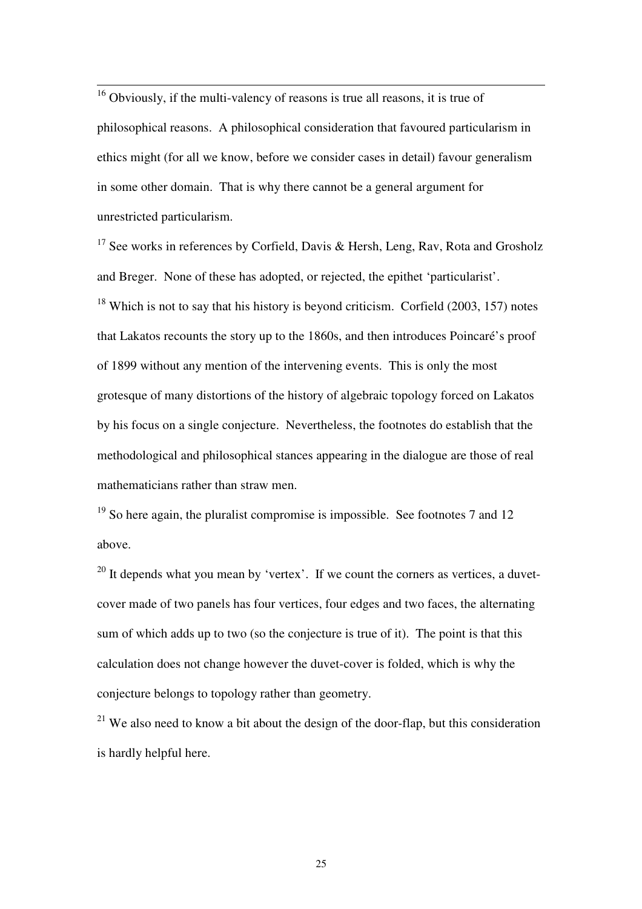[16] Obviously, if the multi-valency of reasons is true all reasons, it is true of philosophical reasons. A philosophical consideration that favoured particularism in ethics might (for all we know, before we consider cases in detail) favour generalism in some other domain. That is why there cannot be a general argument for unrestricted particularism.

[17] See works in references by Corfield, Davis & Hersh, Leng, Rav, Rota and Grosholz and Breger. None of these has adopted, or rejected, the epithet 'particularist'.

[18] Which is not to say that his history is beyond criticism. Corfield (2003, 157) notes that Lakatos recounts the story up to the 1860s, and then introduces Poincaré's proof of 1899 without any mention of the intervening events. This is only the most grotesque of many distortions of the history of algebraic topology forced on Lakatos by his focus on a single conjecture. Nevertheless, the footnotes do establish that the methodological and philosophical stances appearing in the dialogue are those of real mathematicians rather than straw men.

[19] So here again, the pluralist compromise is impossible. See footnotes 7 and 12 above.

[20] It depends what you mean by 'vertex'. If we count the corners as vertices, a duvet-cover made of two panels has four vertices, four edges and two faces, the alternating sum of which adds up to two (so the conjecture is true of it). The point is that this calculation does not change however the duvet-cover is folded, which is why the conjecture belongs to topology rather than geometry.

[21] We also need to know a bit about the design of the door-flap, but this consideration is hardly helpful here.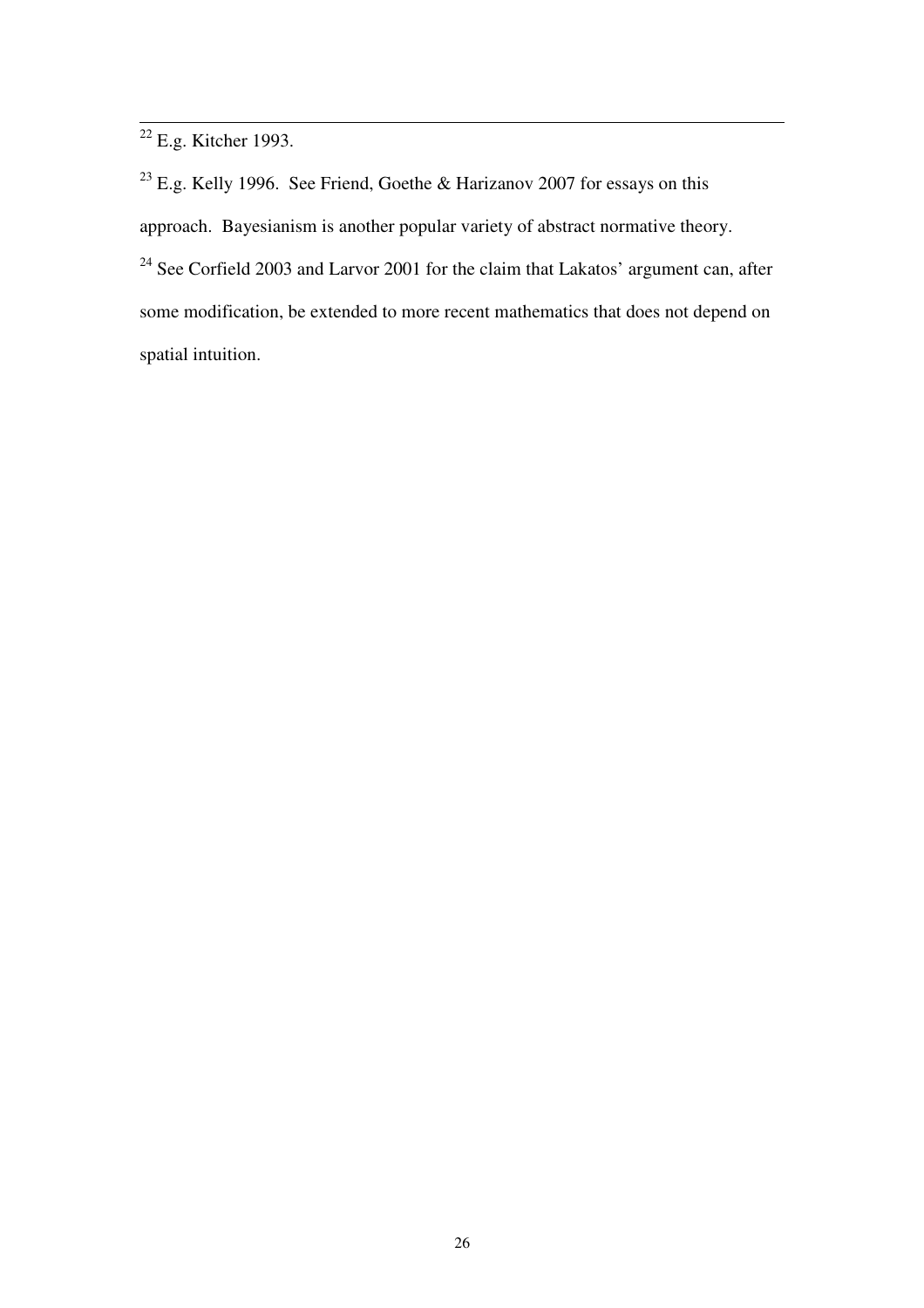[22] E.g. Kitcher 1993.

[23] E.g. Kelly 1996. See Friend, Goethe & Harizanov 2007 for essays on this approach. Bayesianism is another popular variety of abstract normative theory.

[24] See Corfield 2003 and Larvor 2001 for the claim that Lakatos' argument can, after some modification, be extended to more recent mathematics that does not depend on spatial intuition.